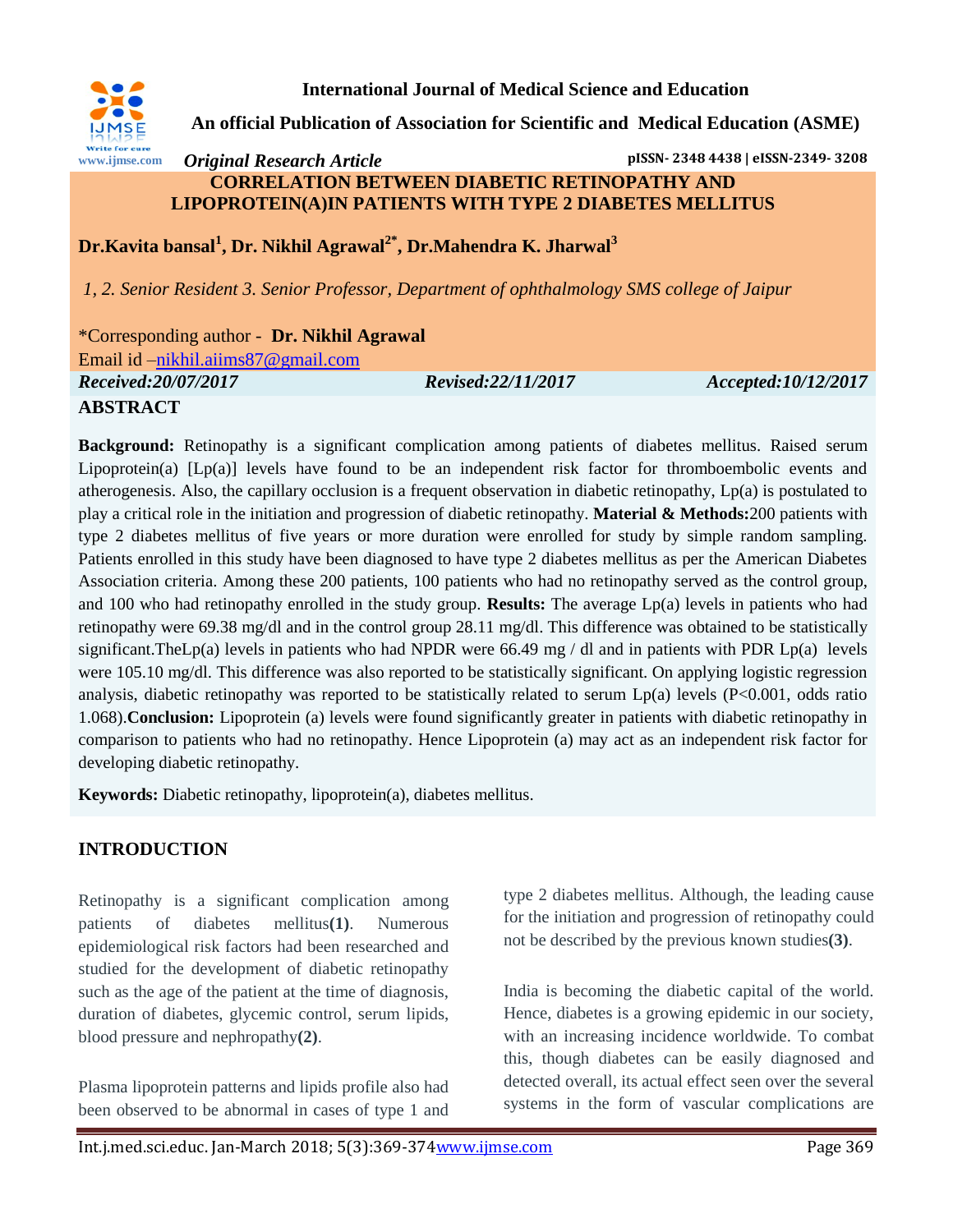International Journal of Medical Science and Education

An official Publication of Association for Scientific and Medical Education (ASME)

*Original Research Article*

pISSN- 2348 4438 | eISSN-2349- 3208

# CORRELATION BETWEEN DIABETIC RETINOPATHY AND LIPOPROTEIN(A)IN PATIENTS WITH TYPE 2 DIABETES MELLITUS

**Dr.Kavita bansal[1], Dr. Nikhil Agrawal[2*], Dr.Mahendra K. Jharwal[3]**

*1, 2. Senior Resident 3. Senior Professor, Department of ophthalmology SMS college of Jaipur*

*Corresponding author - **Dr. Nikhil Agrawal**
Email id –nikhil.aiims87@gmail.com

*Received:20/07/2017* *Revised:22/11/2017* *Accepted:10/12/2017*

## ABSTRACT

**Background:** Retinopathy is a significant complication among patients of diabetes mellitus. Raised serum Lipoprotein(a) [Lp(a)] levels have found to be an independent risk factor for thromboembolic events and atherogenesis. Also, the capillary occlusion is a frequent observation in diabetic retinopathy, Lp(a) is postulated to play a critical role in the initiation and progression of diabetic retinopathy. **Material & Methods:**200 patients with type 2 diabetes mellitus of five years or more duration were enrolled for study by simple random sampling. Patients enrolled in this study have been diagnosed to have type 2 diabetes mellitus as per the American Diabetes Association criteria. Among these 200 patients, 100 patients who had no retinopathy served as the control group, and 100 who had retinopathy enrolled in the study group. **Results:** The average Lp(a) levels in patients who had retinopathy were 69.38 mg/dl and in the control group 28.11 mg/dl. This difference was obtained to be statistically significant.TheLp(a) levels in patients who had NPDR were 66.49 mg / dl and in patients with PDR Lp(a) levels were 105.10 mg/dl. This difference was also reported to be statistically significant. On applying logistic regression analysis, diabetic retinopathy was reported to be statistically related to serum Lp(a) levels (P<0.001, odds ratio 1.068).**Conclusion:** Lipoprotein (a) levels were found significantly greater in patients with diabetic retinopathy in comparison to patients who had no retinopathy. Hence Lipoprotein (a) may act as an independent risk factor for developing diabetic retinopathy.

**Keywords:** Diabetic retinopathy, lipoprotein(a), diabetes mellitus.

## INTRODUCTION

Retinopathy is a significant complication among patients of diabetes mellitus**(1)**. Numerous epidemiological risk factors had been researched and studied for the development of diabetic retinopathy such as the age of the patient at the time of diagnosis, duration of diabetes, glycemic control, serum lipids, blood pressure and nephropathy**(2)**.

Plasma lipoprotein patterns and lipids profile also had been observed to be abnormal in cases of type 1 and type 2 diabetes mellitus. Although, the leading cause for the initiation and progression of retinopathy could not be described by the previous known studies**(3)**.

India is becoming the diabetic capital of the world. Hence, diabetes is a growing epidemic in our society, with an increasing incidence worldwide. To combat this, though diabetes can be easily diagnosed and detected overall, its actual effect seen over the several systems in the form of vascular complications are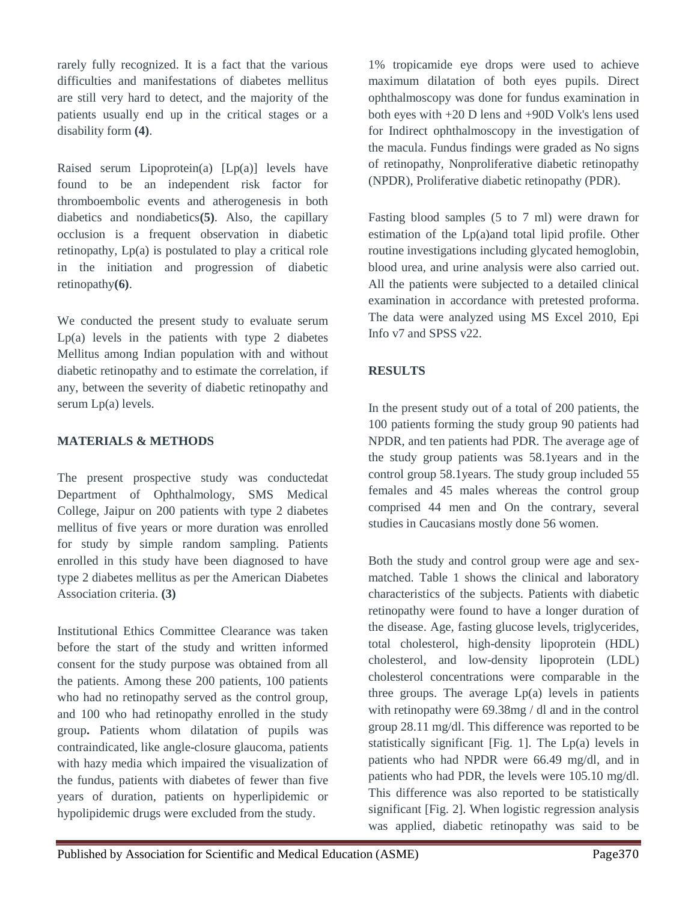rarely fully recognized. It is a fact that the various difficulties and manifestations of diabetes mellitus are still very hard to detect, and the majority of the patients usually end up in the critical stages or a disability form **(4)**.

Raised serum Lipoprotein(a) [Lp(a)] levels have found to be an independent risk factor for thromboembolic events and atherogenesis in both diabetics and nondiabetics**(5)**. Also, the capillary occlusion is a frequent observation in diabetic retinopathy, Lp(a) is postulated to play a critical role in the initiation and progression of diabetic retinopathy**(6)**.

We conducted the present study to evaluate serum Lp(a) levels in the patients with type 2 diabetes Mellitus among Indian population with and without diabetic retinopathy and to estimate the correlation, if any, between the severity of diabetic retinopathy and serum Lp(a) levels.

## MATERIALS & METHODS

The present prospective study was conductedat Department of Ophthalmology, SMS Medical College, Jaipur on 200 patients with type 2 diabetes mellitus of five years or more duration was enrolled for study by simple random sampling. Patients enrolled in this study have been diagnosed to have type 2 diabetes mellitus as per the American Diabetes Association criteria. **(3)**

Institutional Ethics Committee Clearance was taken before the start of the study and written informed consent for the study purpose was obtained from all the patients. Among these 200 patients, 100 patients who had no retinopathy served as the control group, and 100 who had retinopathy enrolled in the study group**.** Patients whom dilatation of pupils was contraindicated, like angle-closure glaucoma, patients with hazy media which impaired the visualization of the fundus, patients with diabetes of fewer than five years of duration, patients on hyperlipidemic or hypolipidemic drugs were excluded from the study.

1% tropicamide eye drops were used to achieve maximum dilatation of both eyes pupils. Direct ophthalmoscopy was done for fundus examination in both eyes with +20 D lens and +90D Volk's lens used for Indirect ophthalmoscopy in the investigation of the macula. Fundus findings were graded as No signs of retinopathy, Nonproliferative diabetic retinopathy (NPDR), Proliferative diabetic retinopathy (PDR).

Fasting blood samples (5 to 7 ml) were drawn for estimation of the Lp(a)and total lipid profile. Other routine investigations including glycated hemoglobin, blood urea, and urine analysis were also carried out. All the patients were subjected to a detailed clinical examination in accordance with pretested proforma. The data were analyzed using MS Excel 2010, Epi Info v7 and SPSS v22.

## RESULTS

In the present study out of a total of 200 patients, the 100 patients forming the study group 90 patients had NPDR, and ten patients had PDR. The average age of the study group patients was 58.1years and in the control group 58.1years. The study group included 55 females and 45 males whereas the control group comprised 44 men and On the contrary, several studies in Caucasians mostly done 56 women.

Both the study and control group were age and sex-matched. Table 1 shows the clinical and laboratory characteristics of the subjects. Patients with diabetic retinopathy were found to have a longer duration of the disease. Age, fasting glucose levels, triglycerides, total cholesterol, high-density lipoprotein (HDL) cholesterol, and low-density lipoprotein (LDL) cholesterol concentrations were comparable in the three groups. The average Lp(a) levels in patients with retinopathy were 69.38mg / dl and in the control group 28.11 mg/dl. This difference was reported to be statistically significant [Fig. 1]. The Lp(a) levels in patients who had NPDR were 66.49 mg/dl, and in patients who had PDR, the levels were 105.10 mg/dl. This difference was also reported to be statistically significant [Fig. 2]. When logistic regression analysis was applied, diabetic retinopathy was said to be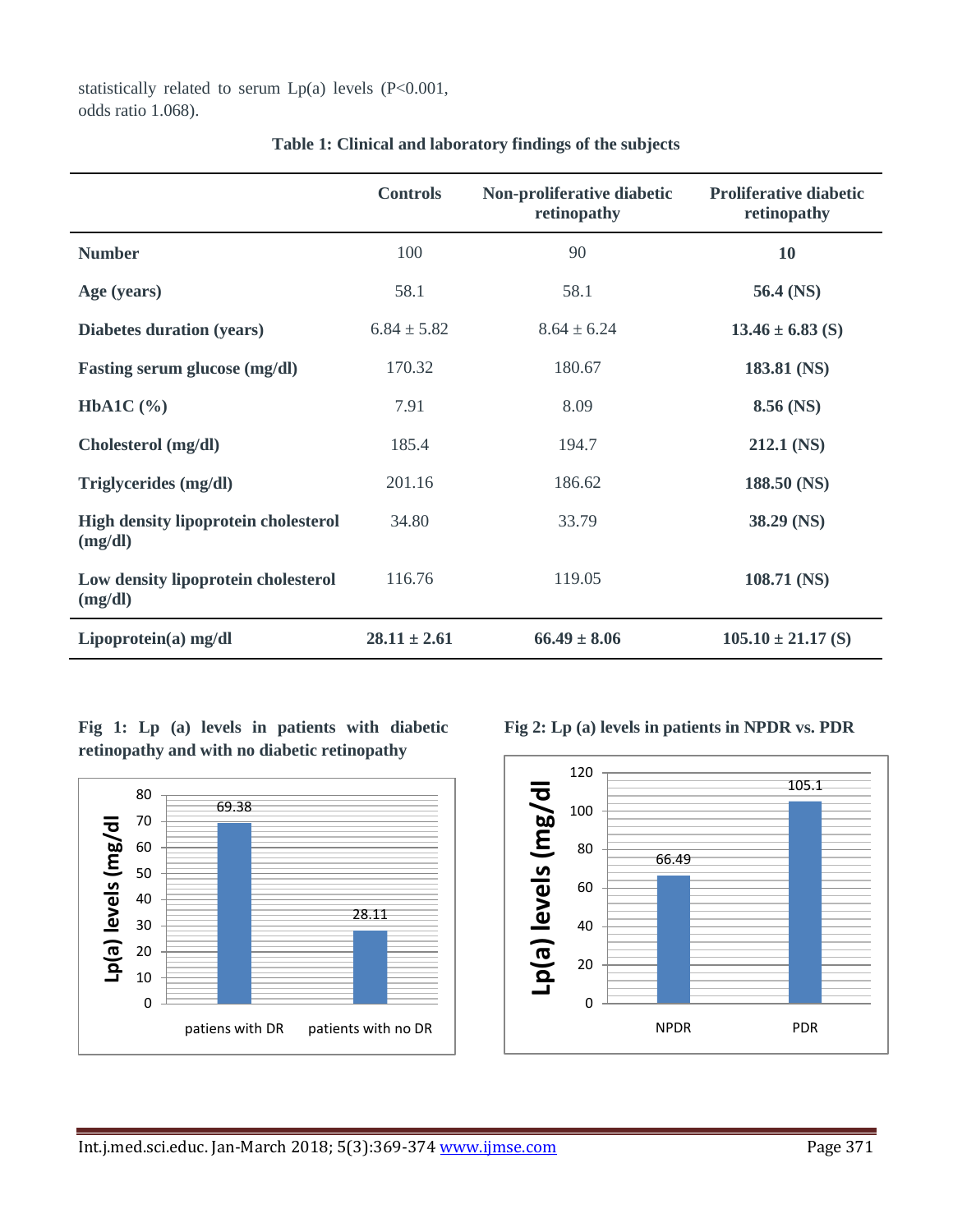statistically related to serum Lp(a) levels (P<0.001, odds ratio 1.068).

**Table 1: Clinical and laboratory findings of the subjects**

| | Controls | Non-proliferative diabetic retinopathy | Proliferative diabetic retinopathy |
|---|---|---|---|
| **Number** | 100 | 90 | **10** |
| **Age (years)** | 58.1 | 58.1 | **56.4 (NS)** |
| **Diabetes duration (years)** | 6.84 ± 5.82 | 8.64 ± 6.24 | **13.46 ± 6.83 (S)** |
| **Fasting serum glucose (mg/dl)** | 170.32 | 180.67 | **183.81 (NS)** |
| **HbA1C (%)** | 7.91 | 8.09 | **8.56 (NS)** |
| **Cholesterol (mg/dl)** | 185.4 | 194.7 | **212.1 (NS)** |
| **Triglycerides (mg/dl)** | 201.16 | 186.62 | **188.50 (NS)** |
| **High density lipoprotein cholesterol (mg/dl)** | 34.80 | 33.79 | **38.29 (NS)** |
| **Low density lipoprotein cholesterol (mg/dl)** | 116.76 | 119.05 | **108.71 (NS)** |
| **Lipoprotein(a) mg/dl** | **28.11 ± 2.61** | **66.49 ± 8.06** | **105.10 ± 21.17 (S)** |

**Fig 1: Lp (a) levels in patients with diabetic retinopathy and with no diabetic retinopathy**

**Fig 2: Lp (a) levels in patients in NPDR vs. PDR**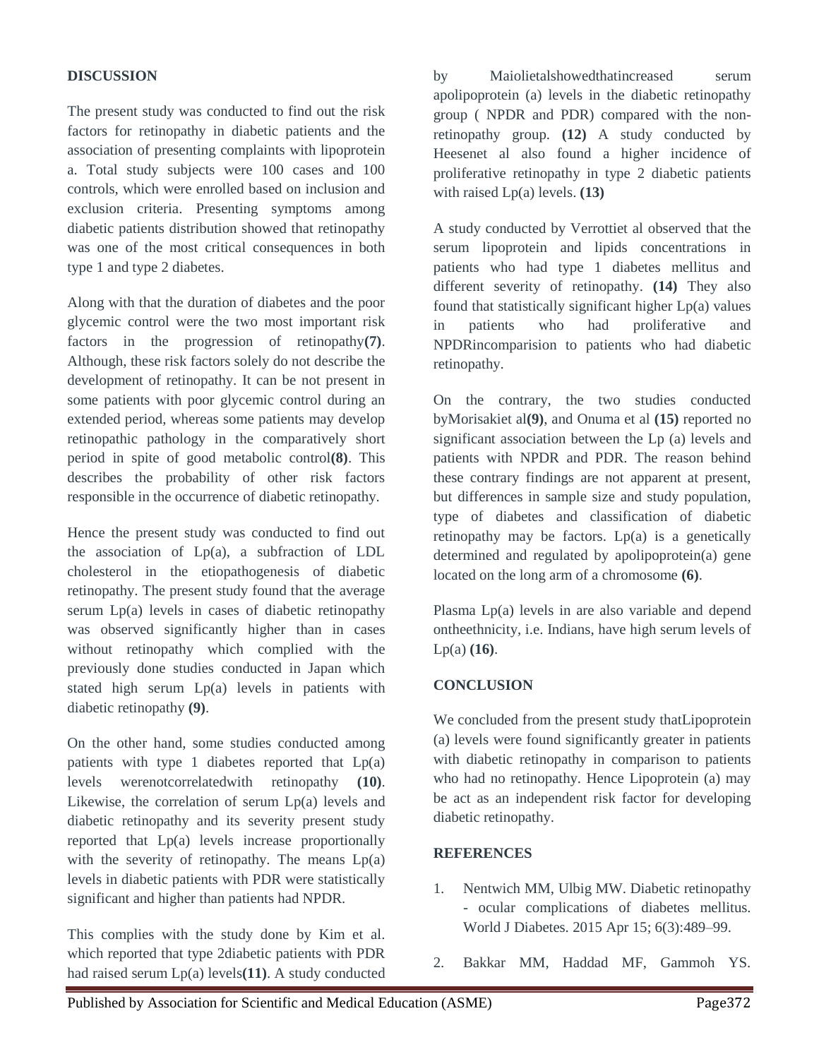## DISCUSSION

The present study was conducted to find out the risk factors for retinopathy in diabetic patients and the association of presenting complaints with lipoprotein a. Total study subjects were 100 cases and 100 controls, which were enrolled based on inclusion and exclusion criteria. Presenting symptoms among diabetic patients distribution showed that retinopathy was one of the most critical consequences in both type 1 and type 2 diabetes.

Along with that the duration of diabetes and the poor glycemic control were the two most important risk factors in the progression of retinopathy**(7)**. Although, these risk factors solely do not describe the development of retinopathy. It can be not present in some patients with poor glycemic control during an extended period, whereas some patients may develop retinopathic pathology in the comparatively short period in spite of good metabolic control**(8)**. This describes the probability of other risk factors responsible in the occurrence of diabetic retinopathy.

Hence the present study was conducted to find out the association of Lp(a), a subfraction of LDL cholesterol in the etiopathogenesis of diabetic retinopathy. The present study found that the average serum Lp(a) levels in cases of diabetic retinopathy was observed significantly higher than in cases without retinopathy which complied with the previously done studies conducted in Japan which stated high serum Lp(a) levels in patients with diabetic retinopathy **(9)**.

On the other hand, some studies conducted among patients with type 1 diabetes reported that Lp(a) levels werenotcorrelatedwith retinopathy **(10)**. Likewise, the correlation of serum Lp(a) levels and diabetic retinopathy and its severity present study reported that Lp(a) levels increase proportionally with the severity of retinopathy. The means Lp(a) levels in diabetic patients with PDR were statistically significant and higher than patients had NPDR.

This complies with the study done by Kim et al. which reported that type 2diabetic patients with PDR had raised serum Lp(a) levels**(11)**. A study conducted by Maiolietalshowedthatincreased serum apolipoprotein (a) levels in the diabetic retinopathy group ( NPDR and PDR) compared with the non-retinopathy group. **(12)** A study conducted by Heesenet al also found a higher incidence of proliferative retinopathy in type 2 diabetic patients with raised Lp(a) levels. **(13)**

A study conducted by Verrottiet al observed that the serum lipoprotein and lipids concentrations in patients who had type 1 diabetes mellitus and different severity of retinopathy. **(14)** They also found that statistically significant higher Lp(a) values in patients who had proliferative and NPDRincomparision to patients who had diabetic retinopathy.

On the contrary, the two studies conducted byMorisakiet al**(9)**, and Onuma et al **(15)** reported no significant association between the Lp (a) levels and patients with NPDR and PDR. The reason behind these contrary findings are not apparent at present, but differences in sample size and study population, type of diabetes and classification of diabetic retinopathy may be factors. Lp(a) is a genetically determined and regulated by apolipoprotein(a) gene located on the long arm of a chromosome **(6)**.

Plasma Lp(a) levels in are also variable and depend ontheethnicity, i.e. Indians, have high serum levels of Lp(a) **(16)**.

## CONCLUSION

We concluded from the present study thatLipoprotein (a) levels were found significantly greater in patients with diabetic retinopathy in comparison to patients who had no retinopathy. Hence Lipoprotein (a) may be act as an independent risk factor for developing diabetic retinopathy.

## REFERENCES

1. Nentwich MM, Ulbig MW. Diabetic retinopathy - ocular complications of diabetes mellitus. World J Diabetes. 2015 Apr 15; 6(3):489–99.
2. Bakkar MM, Haddad MF, Gammoh YS.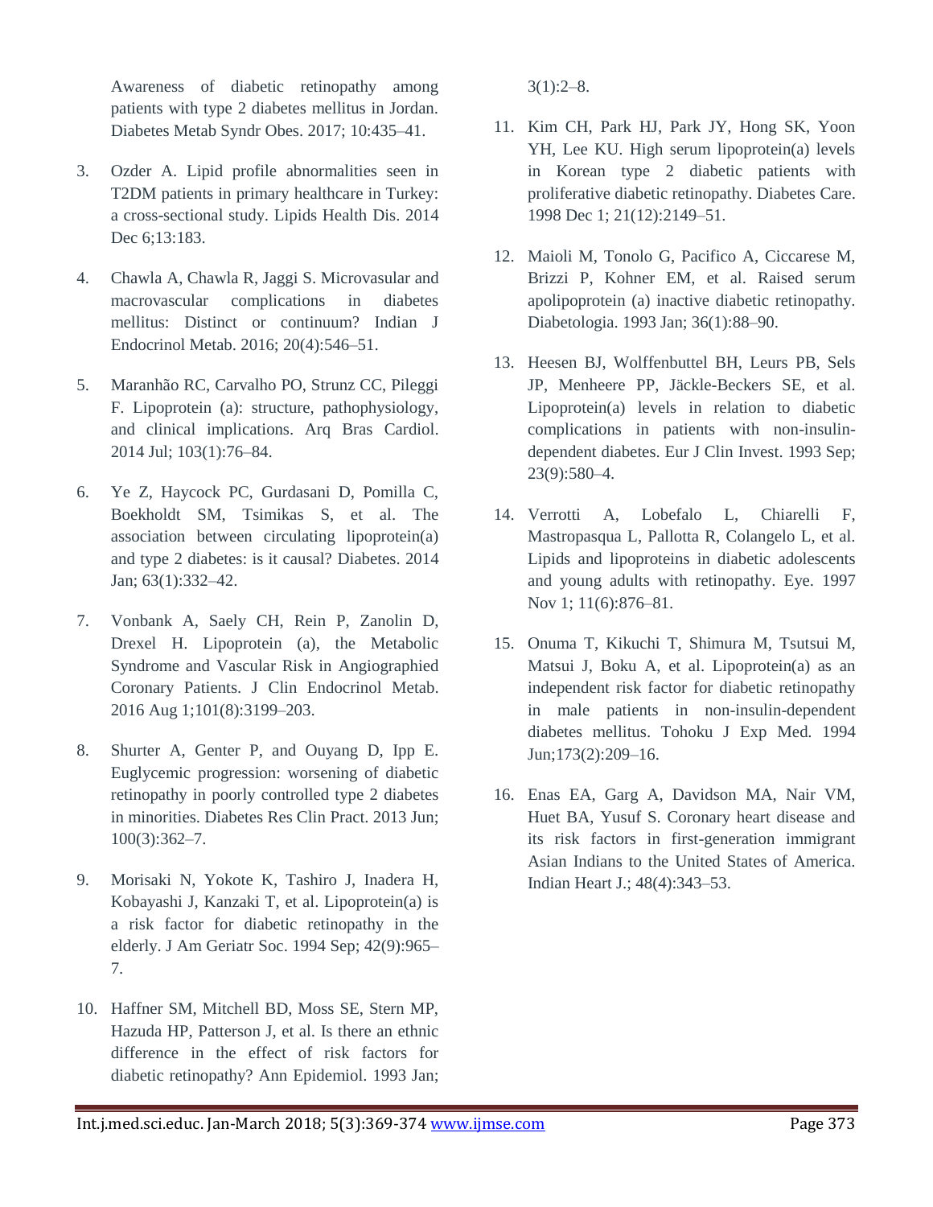Awareness of diabetic retinopathy among patients with type 2 diabetes mellitus in Jordan. Diabetes Metab Syndr Obes. 2017; 10:435–41.

3. Ozder A. Lipid profile abnormalities seen in T2DM patients in primary healthcare in Turkey: a cross-sectional study. Lipids Health Dis. 2014 Dec 6;13:183.

4. Chawla A, Chawla R, Jaggi S. Microvasular and macrovascular complications in diabetes mellitus: Distinct or continuum? Indian J Endocrinol Metab. 2016; 20(4):546–51.

5. Maranhão RC, Carvalho PO, Strunz CC, Pileggi F. Lipoprotein (a): structure, pathophysiology, and clinical implications. Arq Bras Cardiol. 2014 Jul; 103(1):76–84.

6. Ye Z, Haycock PC, Gurdasani D, Pomilla C, Boekholdt SM, Tsimikas S, et al. The association between circulating lipoprotein(a) and type 2 diabetes: is it causal? Diabetes. 2014 Jan; 63(1):332–42.

7. Vonbank A, Saely CH, Rein P, Zanolin D, Drexel H. Lipoprotein (a), the Metabolic Syndrome and Vascular Risk in Angiographied Coronary Patients. J Clin Endocrinol Metab. 2016 Aug 1;101(8):3199–203.

8. Shurter A, Genter P, and Ouyang D, Ipp E. Euglycemic progression: worsening of diabetic retinopathy in poorly controlled type 2 diabetes in minorities. Diabetes Res Clin Pract. 2013 Jun; 100(3):362–7.

9. Morisaki N, Yokote K, Tashiro J, Inadera H, Kobayashi J, Kanzaki T, et al. Lipoprotein(a) is a risk factor for diabetic retinopathy in the elderly. J Am Geriatr Soc. 1994 Sep; 42(9):965–7.

10. Haffner SM, Mitchell BD, Moss SE, Stern MP, Hazuda HP, Patterson J, et al. Is there an ethnic difference in the effect of risk factors for diabetic retinopathy? Ann Epidemiol. 1993 Jan; 3(1):2–8.

11. Kim CH, Park HJ, Park JY, Hong SK, Yoon YH, Lee KU. High serum lipoprotein(a) levels in Korean type 2 diabetic patients with proliferative diabetic retinopathy. Diabetes Care. 1998 Dec 1; 21(12):2149–51.

12. Maioli M, Tonolo G, Pacifico A, Ciccarese M, Brizzi P, Kohner EM, et al. Raised serum apolipoprotein (a) inactive diabetic retinopathy. Diabetologia. 1993 Jan; 36(1):88–90.

13. Heesen BJ, Wolffenbuttel BH, Leurs PB, Sels JP, Menheere PP, Jäckle-Beckers SE, et al. Lipoprotein(a) levels in relation to diabetic complications in patients with non-insulin-dependent diabetes. Eur J Clin Invest. 1993 Sep; 23(9):580–4.

14. Verrotti A, Lobefalo L, Chiarelli F, Mastropasqua L, Pallotta R, Colangelo L, et al. Lipids and lipoproteins in diabetic adolescents and young adults with retinopathy. Eye. 1997 Nov 1; 11(6):876–81.

15. Onuma T, Kikuchi T, Shimura M, Tsutsui M, Matsui J, Boku A, et al. Lipoprotein(a) as an independent risk factor for diabetic retinopathy in male patients in non-insulin-dependent diabetes mellitus. Tohoku J Exp Med. 1994 Jun;173(2):209–16.

16. Enas EA, Garg A, Davidson MA, Nair VM, Huet BA, Yusuf S. Coronary heart disease and its risk factors in first-generation immigrant Asian Indians to the United States of America. Indian Heart J.; 48(4):343–53.